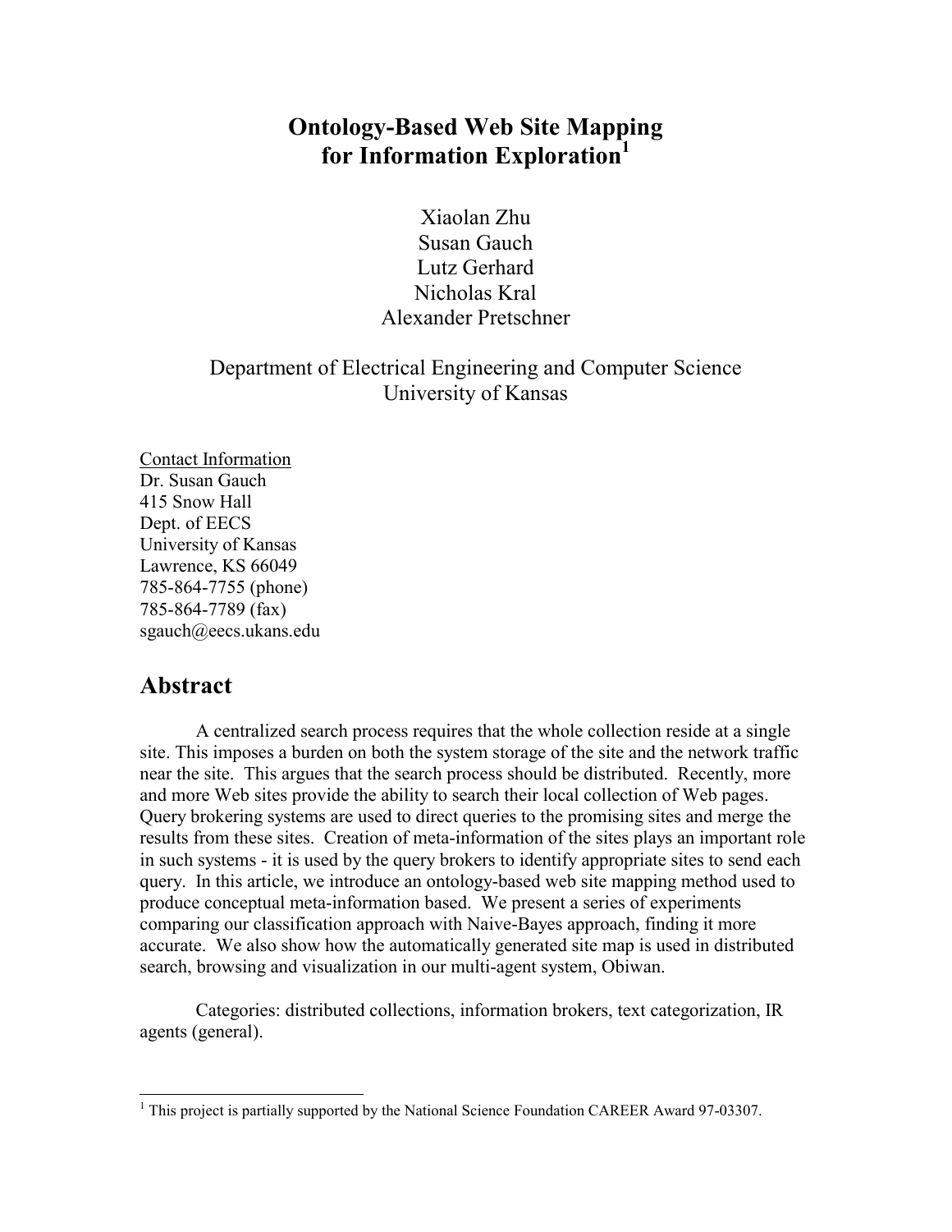# Ontology-Based Web Site Mapping for Information Exploration[1]

Xiaolan Zhu
Susan Gauch
Lutz Gerhard
Nicholas Kral
Alexander Pretschner

Department of Electrical Engineering and Computer Science
University of Kansas

Contact Information
Dr. Susan Gauch
415 Snow Hall
Dept. of EECS
University of Kansas
Lawrence, KS 66049
785-864-7755 (phone)
785-864-7789 (fax)
sgauch@eecs.ukans.edu

## Abstract

A centralized search process requires that the whole collection reside at a single site. This imposes a burden on both the system storage of the site and the network traffic near the site. This argues that the search process should be distributed. Recently, more and more Web sites provide the ability to search their local collection of Web pages. Query brokering systems are used to direct queries to the promising sites and merge the results from these sites. Creation of meta-information of the sites plays an important role in such systems - it is used by the query brokers to identify appropriate sites to send each query. In this article, we introduce an ontology-based web site mapping method used to produce conceptual meta-information based. We present a series of experiments comparing our classification approach with Naive-Bayes approach, finding it more accurate. We also show how the automatically generated site map is used in distributed search, browsing and visualization in our multi-agent system, Obiwan.

Categories: distributed collections, information brokers, text categorization, IR agents (general).

---

[1] This project is partially supported by the National Science Foundation CAREER Award 97-03307.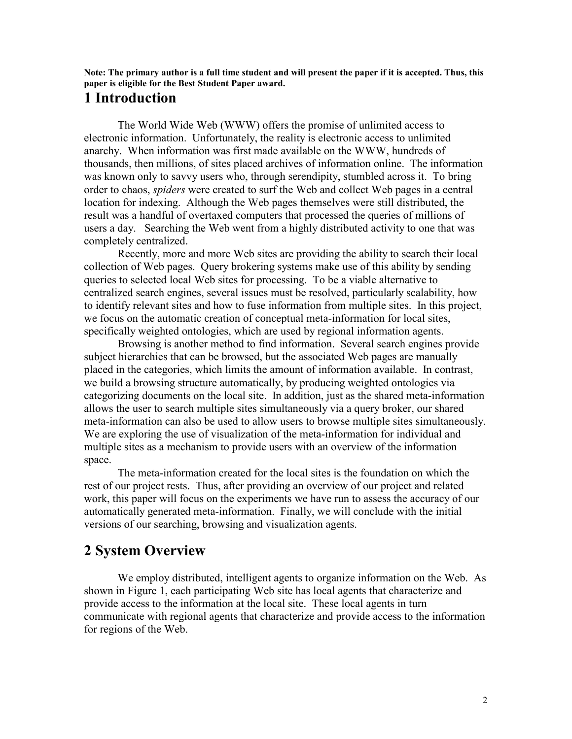**Note: The primary author is a full time student and will present the paper if it is accepted. Thus, this paper is eligible for the Best Student Paper award.**

# 1 Introduction

The World Wide Web (WWW) offers the promise of unlimited access to electronic information. Unfortunately, the reality is electronic access to unlimited anarchy. When information was first made available on the WWW, hundreds of thousands, then millions, of sites placed archives of information online. The information was known only to savvy users who, through serendipity, stumbled across it. To bring order to chaos, *spiders* were created to surf the Web and collect Web pages in a central location for indexing. Although the Web pages themselves were still distributed, the result was a handful of overtaxed computers that processed the queries of millions of users a day. Searching the Web went from a highly distributed activity to one that was completely centralized.

Recently, more and more Web sites are providing the ability to search their local collection of Web pages. Query brokering systems make use of this ability by sending queries to selected local Web sites for processing. To be a viable alternative to centralized search engines, several issues must be resolved, particularly scalability, how to identify relevant sites and how to fuse information from multiple sites. In this project, we focus on the automatic creation of conceptual meta-information for local sites, specifically weighted ontologies, which are used by regional information agents.

Browsing is another method to find information. Several search engines provide subject hierarchies that can be browsed, but the associated Web pages are manually placed in the categories, which limits the amount of information available. In contrast, we build a browsing structure automatically, by producing weighted ontologies via categorizing documents on the local site. In addition, just as the shared meta-information allows the user to search multiple sites simultaneously via a query broker, our shared meta-information can also be used to allow users to browse multiple sites simultaneously. We are exploring the use of visualization of the meta-information for individual and multiple sites as a mechanism to provide users with an overview of the information space.

The meta-information created for the local sites is the foundation on which the rest of our project rests. Thus, after providing an overview of our project and related work, this paper will focus on the experiments we have run to assess the accuracy of our automatically generated meta-information. Finally, we will conclude with the initial versions of our searching, browsing and visualization agents.

# 2 System Overview

We employ distributed, intelligent agents to organize information on the Web. As shown in Figure 1, each participating Web site has local agents that characterize and provide access to the information at the local site. These local agents in turn communicate with regional agents that characterize and provide access to the information for regions of the Web.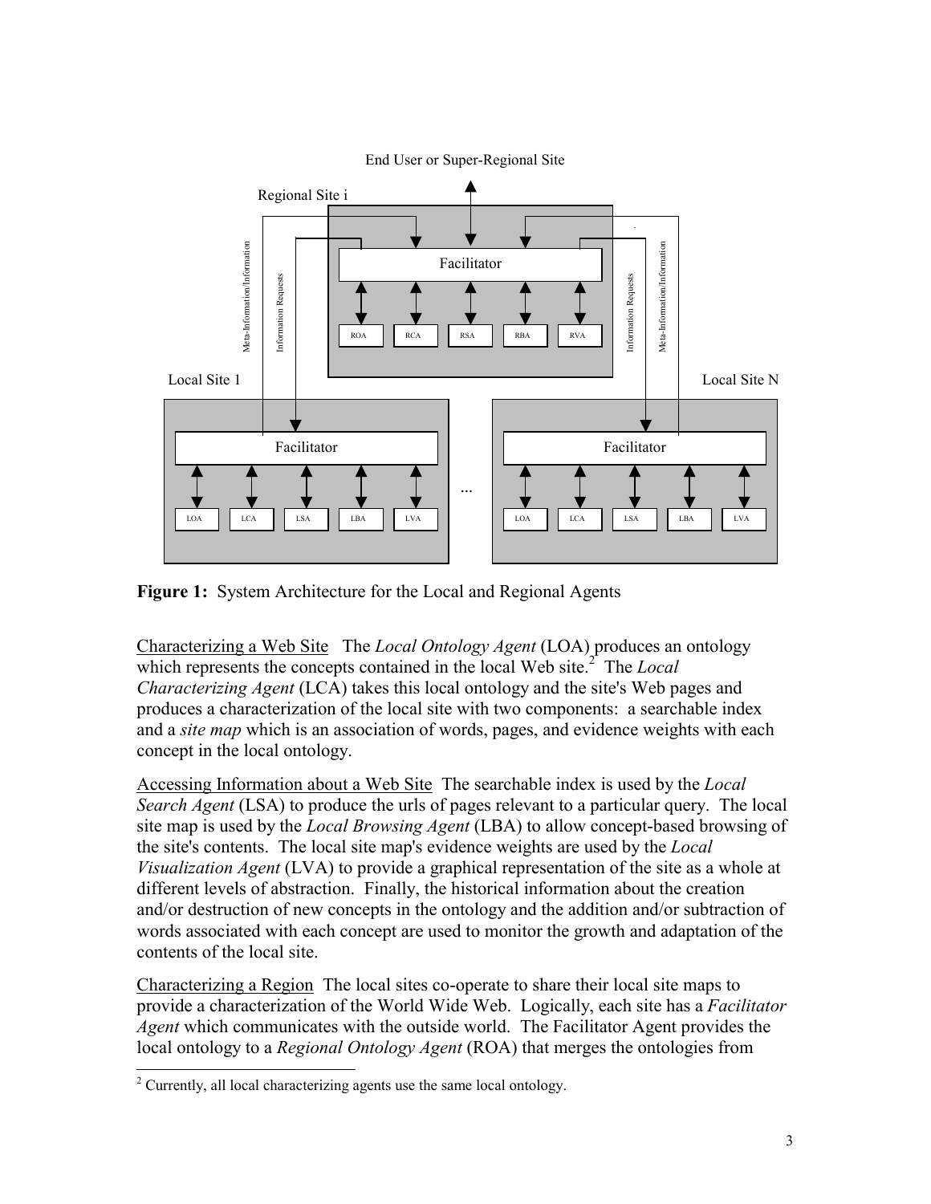**Figure 1:** System Architecture for the Local and Regional Agents

Characterizing a Web Site The *Local Ontology Agent* (LOA) produces an ontology which represents the concepts contained in the local Web site.[2] The *Local Characterizing Agent* (LCA) takes this local ontology and the site's Web pages and produces a characterization of the local site with two components: a searchable index and a *site map* which is an association of words, pages, and evidence weights with each concept in the local ontology.

Accessing Information about a Web Site The searchable index is used by the *Local Search Agent* (LSA) to produce the urls of pages relevant to a particular query. The local site map is used by the *Local Browsing Agent* (LBA) to allow concept-based browsing of the site's contents. The local site map's evidence weights are used by the *Local Visualization Agent* (LVA) to provide a graphical representation of the site as a whole at different levels of abstraction. Finally, the historical information about the creation and/or destruction of new concepts in the ontology and the addition and/or subtraction of words associated with each concept are used to monitor the growth and adaptation of the contents of the local site.

Characterizing a Region The local sites co-operate to share their local site maps to provide a characterization of the World Wide Web. Logically, each site has a *Facilitator Agent* which communicates with the outside world. The Facilitator Agent provides the local ontology to a *Regional Ontology Agent* (ROA) that merges the ontologies from

[2] Currently, all local characterizing agents use the same local ontology.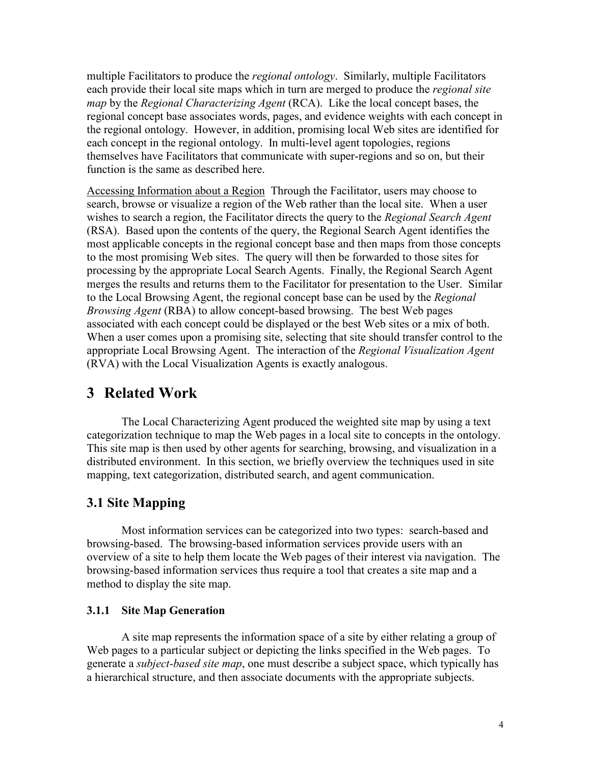multiple Facilitators to produce the *regional ontology*. Similarly, multiple Facilitators each provide their local site maps which in turn are merged to produce the *regional site map* by the *Regional Characterizing Agent* (RCA). Like the local concept bases, the regional concept base associates words, pages, and evidence weights with each concept in the regional ontology. However, in addition, promising local Web sites are identified for each concept in the regional ontology. In multi-level agent topologies, regions themselves have Facilitators that communicate with super-regions and so on, but their function is the same as described here.

<u>Accessing Information about a Region</u> Through the Facilitator, users may choose to search, browse or visualize a region of the Web rather than the local site. When a user wishes to search a region, the Facilitator directs the query to the *Regional Search Agent* (RSA). Based upon the contents of the query, the Regional Search Agent identifies the most applicable concepts in the regional concept base and then maps from those concepts to the most promising Web sites. The query will then be forwarded to those sites for processing by the appropriate Local Search Agents. Finally, the Regional Search Agent merges the results and returns them to the Facilitator for presentation to the User. Similar to the Local Browsing Agent, the regional concept base can be used by the *Regional Browsing Agent* (RBA) to allow concept-based browsing. The best Web pages associated with each concept could be displayed or the best Web sites or a mix of both. When a user comes upon a promising site, selecting that site should transfer control to the appropriate Local Browsing Agent. The interaction of the *Regional Visualization Agent* (RVA) with the Local Visualization Agents is exactly analogous.

# 3 Related Work

The Local Characterizing Agent produced the weighted site map by using a text categorization technique to map the Web pages in a local site to concepts in the ontology. This site map is then used by other agents for searching, browsing, and visualization in a distributed environment. In this section, we briefly overview the techniques used in site mapping, text categorization, distributed search, and agent communication.

## 3.1 Site Mapping

Most information services can be categorized into two types: search-based and browsing-based. The browsing-based information services provide users with an overview of a site to help them locate the Web pages of their interest via navigation. The browsing-based information services thus require a tool that creates a site map and a method to display the site map.

### 3.1.1 Site Map Generation

A site map represents the information space of a site by either relating a group of Web pages to a particular subject or depicting the links specified in the Web pages. To generate a *subject-based site map*, one must describe a subject space, which typically has a hierarchical structure, and then associate documents with the appropriate subjects.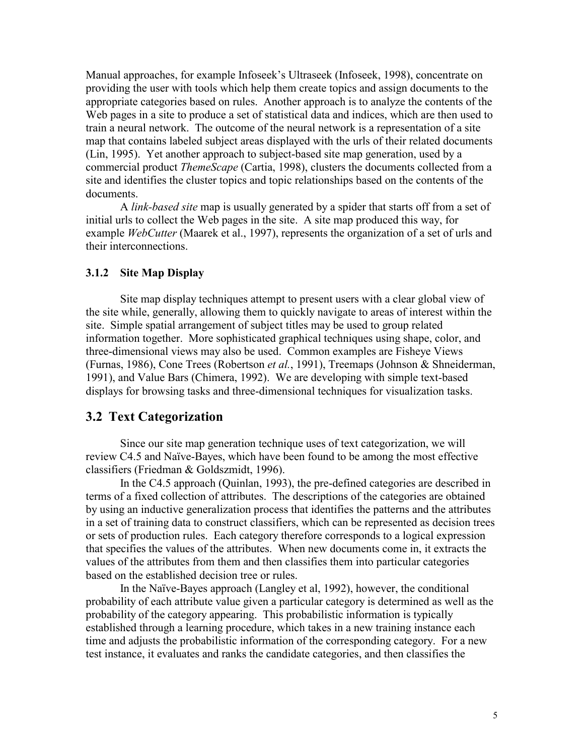Manual approaches, for example Infoseek's Ultraseek (Infoseek, 1998), concentrate on providing the user with tools which help them create topics and assign documents to the appropriate categories based on rules. Another approach is to analyze the contents of the Web pages in a site to produce a set of statistical data and indices, which are then used to train a neural network. The outcome of the neural network is a representation of a site map that contains labeled subject areas displayed with the urls of their related documents (Lin, 1995). Yet another approach to subject-based site map generation, used by a commercial product *ThemeScape* (Cartia, 1998), clusters the documents collected from a site and identifies the cluster topics and topic relationships based on the contents of the documents.

A *link-based site* map is usually generated by a spider that starts off from a set of initial urls to collect the Web pages in the site. A site map produced this way, for example *WebCutter* (Maarek et al., 1997), represents the organization of a set of urls and their interconnections.

### 3.1.2 Site Map Display

Site map display techniques attempt to present users with a clear global view of the site while, generally, allowing them to quickly navigate to areas of interest within the site. Simple spatial arrangement of subject titles may be used to group related information together. More sophisticated graphical techniques using shape, color, and three-dimensional views may also be used. Common examples are Fisheye Views (Furnas, 1986), Cone Trees (Robertson *et al.*, 1991), Treemaps (Johnson & Shneiderman, 1991), and Value Bars (Chimera, 1992). We are developing with simple text-based displays for browsing tasks and three-dimensional techniques for visualization tasks.

## 3.2 Text Categorization

Since our site map generation technique uses of text categorization, we will review C4.5 and Naïve-Bayes, which have been found to be among the most effective classifiers (Friedman & Goldszmidt, 1996).

In the C4.5 approach (Quinlan, 1993), the pre-defined categories are described in terms of a fixed collection of attributes. The descriptions of the categories are obtained by using an inductive generalization process that identifies the patterns and the attributes in a set of training data to construct classifiers, which can be represented as decision trees or sets of production rules. Each category therefore corresponds to a logical expression that specifies the values of the attributes. When new documents come in, it extracts the values of the attributes from them and then classifies them into particular categories based on the established decision tree or rules.

In the Naïve-Bayes approach (Langley et al, 1992), however, the conditional probability of each attribute value given a particular category is determined as well as the probability of the category appearing. This probabilistic information is typically established through a learning procedure, which takes in a new training instance each time and adjusts the probabilistic information of the corresponding category. For a new test instance, it evaluates and ranks the candidate categories, and then classifies the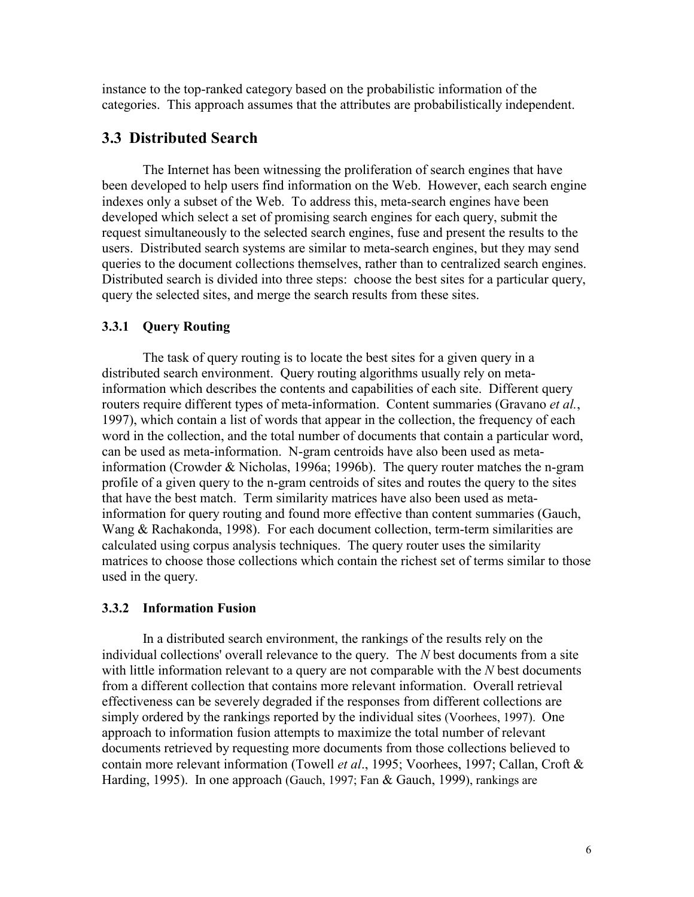instance to the top-ranked category based on the probabilistic information of the categories. This approach assumes that the attributes are probabilistically independent.

## 3.3 Distributed Search

The Internet has been witnessing the proliferation of search engines that have been developed to help users find information on the Web. However, each search engine indexes only a subset of the Web. To address this, meta-search engines have been developed which select a set of promising search engines for each query, submit the request simultaneously to the selected search engines, fuse and present the results to the users. Distributed search systems are similar to meta-search engines, but they may send queries to the document collections themselves, rather than to centralized search engines. Distributed search is divided into three steps: choose the best sites for a particular query, query the selected sites, and merge the search results from these sites.

### 3.3.1 Query Routing

The task of query routing is to locate the best sites for a given query in a distributed search environment. Query routing algorithms usually rely on meta-information which describes the contents and capabilities of each site. Different query routers require different types of meta-information. Content summaries (Gravano *et al.*, 1997), which contain a list of words that appear in the collection, the frequency of each word in the collection, and the total number of documents that contain a particular word, can be used as meta-information. N-gram centroids have also been used as meta-information (Crowder & Nicholas, 1996a; 1996b). The query router matches the n-gram profile of a given query to the n-gram centroids of sites and routes the query to the sites that have the best match. Term similarity matrices have also been used as meta-information for query routing and found more effective than content summaries (Gauch, Wang & Rachakonda, 1998). For each document collection, term-term similarities are calculated using corpus analysis techniques. The query router uses the similarity matrices to choose those collections which contain the richest set of terms similar to those used in the query.

### 3.3.2 Information Fusion

In a distributed search environment, the rankings of the results rely on the individual collections' overall relevance to the query. The *N* best documents from a site with little information relevant to a query are not comparable with the *N* best documents from a different collection that contains more relevant information. Overall retrieval effectiveness can be severely degraded if the responses from different collections are simply ordered by the rankings reported by the individual sites (Voorhees, 1997). One approach to information fusion attempts to maximize the total number of relevant documents retrieved by requesting more documents from those collections believed to contain more relevant information (Towell *et al*., 1995; Voorhees, 1997; Callan, Croft & Harding, 1995). In one approach (Gauch, 1997; Fan & Gauch, 1999), rankings are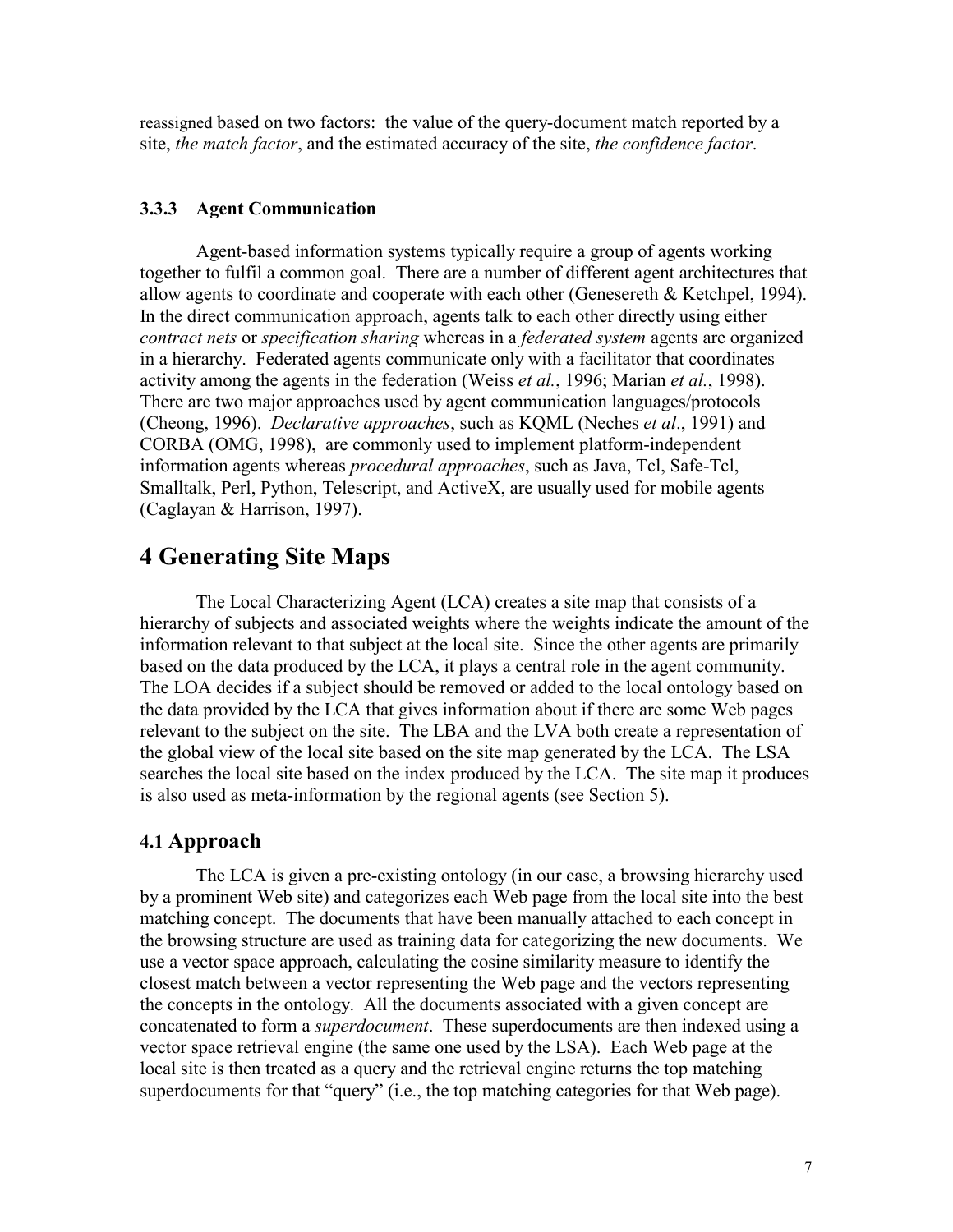reassigned based on two factors: the value of the query-document match reported by a site, *the match factor*, and the estimated accuracy of the site, *the confidence factor*.

#### 3.3.3 Agent Communication

Agent-based information systems typically require a group of agents working together to fulfil a common goal. There are a number of different agent architectures that allow agents to coordinate and cooperate with each other (Genesereth & Ketchpel, 1994). In the direct communication approach, agents talk to each other directly using either *contract nets* or *specification sharing* whereas in a *federated system* agents are organized in a hierarchy. Federated agents communicate only with a facilitator that coordinates activity among the agents in the federation (Weiss *et al.*, 1996; Marian *et al.*, 1998). There are two major approaches used by agent communication languages/protocols (Cheong, 1996). *Declarative approaches*, such as KQML (Neches *et al*., 1991) and CORBA (OMG, 1998), are commonly used to implement platform-independent information agents whereas *procedural approaches*, such as Java, Tcl, Safe-Tcl, Smalltalk, Perl, Python, Telescript, and ActiveX, are usually used for mobile agents (Caglayan & Harrison, 1997).

# 4 Generating Site Maps

The Local Characterizing Agent (LCA) creates a site map that consists of a hierarchy of subjects and associated weights where the weights indicate the amount of the information relevant to that subject at the local site. Since the other agents are primarily based on the data produced by the LCA, it plays a central role in the agent community. The LOA decides if a subject should be removed or added to the local ontology based on the data provided by the LCA that gives information about if there are some Web pages relevant to the subject on the site. The LBA and the LVA both create a representation of the global view of the local site based on the site map generated by the LCA. The LSA searches the local site based on the index produced by the LCA. The site map it produces is also used as meta-information by the regional agents (see Section 5).

## 4.1 Approach

The LCA is given a pre-existing ontology (in our case, a browsing hierarchy used by a prominent Web site) and categorizes each Web page from the local site into the best matching concept. The documents that have been manually attached to each concept in the browsing structure are used as training data for categorizing the new documents. We use a vector space approach, calculating the cosine similarity measure to identify the closest match between a vector representing the Web page and the vectors representing the concepts in the ontology. All the documents associated with a given concept are concatenated to form a *superdocument*. These superdocuments are then indexed using a vector space retrieval engine (the same one used by the LSA). Each Web page at the local site is then treated as a query and the retrieval engine returns the top matching superdocuments for that "query" (i.e., the top matching categories for that Web page).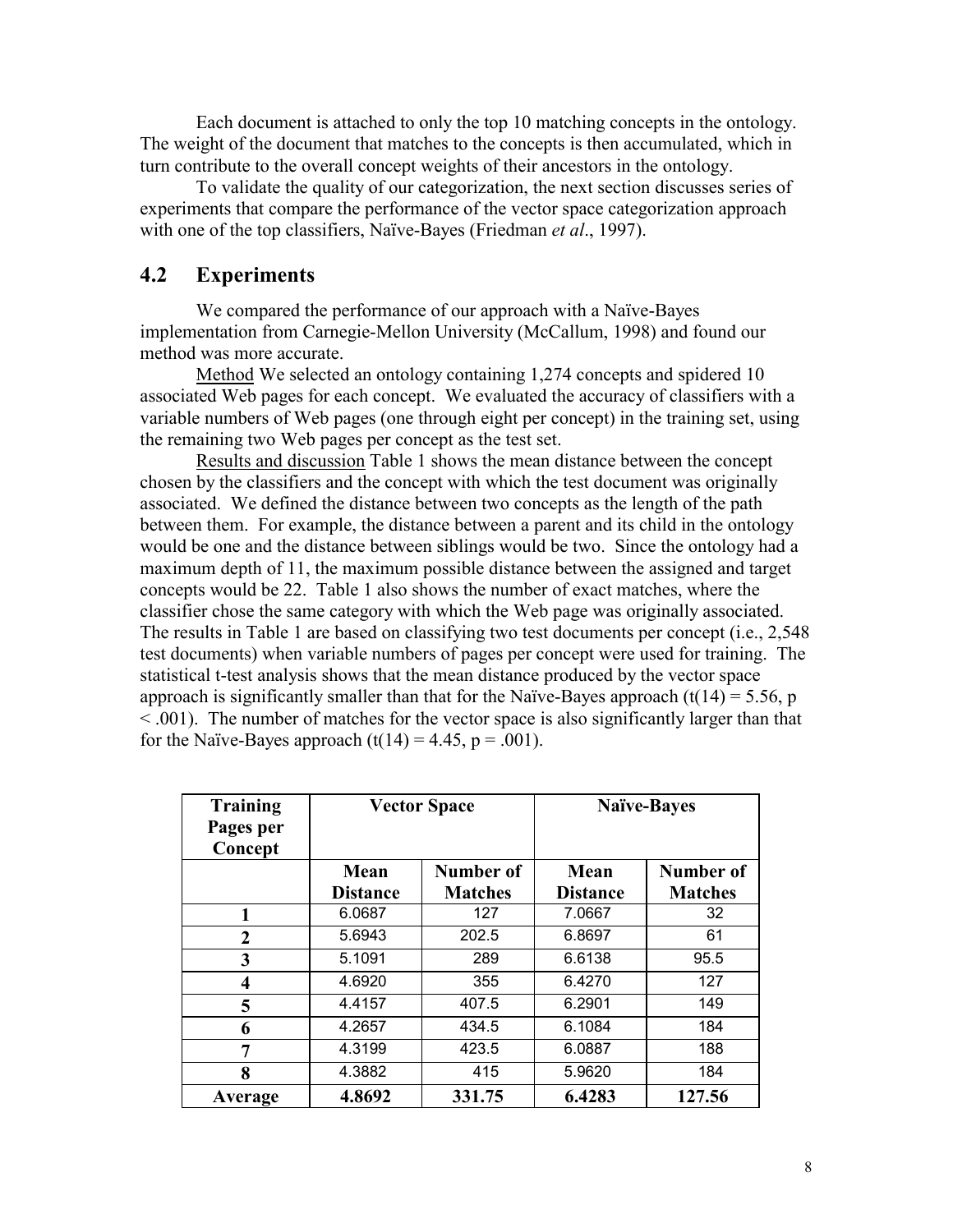Each document is attached to only the top 10 matching concepts in the ontology. The weight of the document that matches to the concepts is then accumulated, which in turn contribute to the overall concept weights of their ancestors in the ontology.

To validate the quality of our categorization, the next section discusses series of experiments that compare the performance of the vector space categorization approach with one of the top classifiers, Naïve-Bayes (Friedman *et al*., 1997).

## 4.2 Experiments

We compared the performance of our approach with a Naïve-Bayes implementation from Carnegie-Mellon University (McCallum, 1998) and found our method was more accurate.

Method We selected an ontology containing 1,274 concepts and spidered 10 associated Web pages for each concept. We evaluated the accuracy of classifiers with a variable numbers of Web pages (one through eight per concept) in the training set, using the remaining two Web pages per concept as the test set.

Results and discussion Table 1 shows the mean distance between the concept chosen by the classifiers and the concept with which the test document was originally associated. We defined the distance between two concepts as the length of the path between them. For example, the distance between a parent and its child in the ontology would be one and the distance between siblings would be two. Since the ontology had a maximum depth of 11, the maximum possible distance between the assigned and target concepts would be 22. Table 1 also shows the number of exact matches, where the classifier chose the same category with which the Web page was originally associated. The results in Table 1 are based on classifying two test documents per concept (i.e., 2,548 test documents) when variable numbers of pages per concept were used for training. The statistical t-test analysis shows that the mean distance produced by the vector space approach is significantly smaller than that for the Naïve-Bayes approach ($t(14) = 5.56$, $p < .001$). The number of matches for the vector space is also significantly larger than that for the Naïve-Bayes approach ($t(14) = 4.45$, $p = .001$).

| **Training Pages per Concept** | **Vector Space** | | **Naïve-Bayes** | |
|---|---|---|---|---|
| | **Mean Distance** | **Number of Matches** | **Mean Distance** | **Number of Matches** |
| **1** | 6.0687 | 127 | 7.0667 | 32 |
| **2** | 5.6943 | 202.5 | 6.8697 | 61 |
| **3** | 5.1091 | 289 | 6.6138 | 95.5 |
| **4** | 4.6920 | 355 | 6.4270 | 127 |
| **5** | 4.4157 | 407.5 | 6.2901 | 149 |
| **6** | 4.2657 | 434.5 | 6.1084 | 184 |
| **7** | 4.3199 | 423.5 | 6.0887 | 188 |
| **8** | 4.3882 | 415 | 5.9620 | 184 |
| **Average** | **4.8692** | **331.75** | **6.4283** | **127.56** |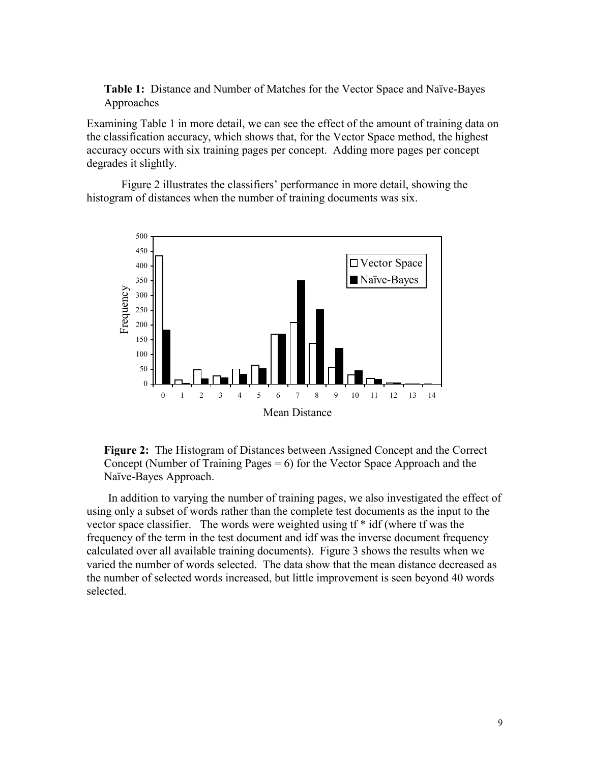**Table 1:** Distance and Number of Matches for the Vector Space and Naïve-Bayes Approaches

Examining Table 1 in more detail, we can see the effect of the amount of training data on the classification accuracy, which shows that, for the Vector Space method, the highest accuracy occurs with six training pages per concept. Adding more pages per concept degrades it slightly.

Figure 2 illustrates the classifiers' performance in more detail, showing the histogram of distances when the number of training documents was six.

**Figure 2:** The Histogram of Distances between Assigned Concept and the Correct Concept (Number of Training Pages = 6) for the Vector Space Approach and the Naïve-Bayes Approach.

In addition to varying the number of training pages, we also investigated the effect of using only a subset of words rather than the complete test documents as the input to the vector space classifier. The words were weighted using tf * idf (where tf was the frequency of the term in the test document and idf was the inverse document frequency calculated over all available training documents). Figure 3 shows the results when we varied the number of words selected. The data show that the mean distance decreased as the number of selected words increased, but little improvement is seen beyond 40 words selected.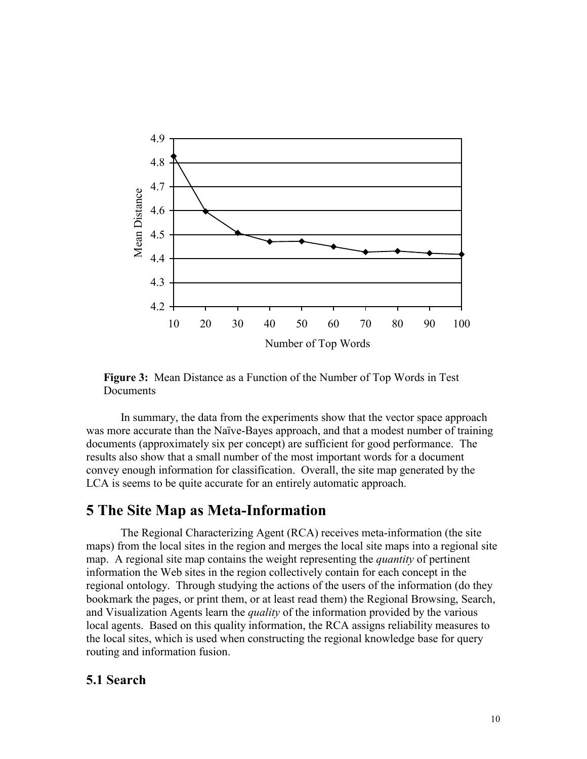**Figure 3:** Mean Distance as a Function of the Number of Top Words in Test Documents

In summary, the data from the experiments show that the vector space approach was more accurate than the Naïve-Bayes approach, and that a modest number of training documents (approximately six per concept) are sufficient for good performance. The results also show that a small number of the most important words for a document convey enough information for classification. Overall, the site map generated by the LCA is seems to be quite accurate for an entirely automatic approach.

# 5 The Site Map as Meta-Information

The Regional Characterizing Agent (RCA) receives meta-information (the site maps) from the local sites in the region and merges the local site maps into a regional site map. A regional site map contains the weight representing the *quantity* of pertinent information the Web sites in the region collectively contain for each concept in the regional ontology. Through studying the actions of the users of the information (do they bookmark the pages, or print them, or at least read them) the Regional Browsing, Search, and Visualization Agents learn the *quality* of the information provided by the various local agents. Based on this quality information, the RCA assigns reliability measures to the local sites, which is used when constructing the regional knowledge base for query routing and information fusion.

## 5.1 Search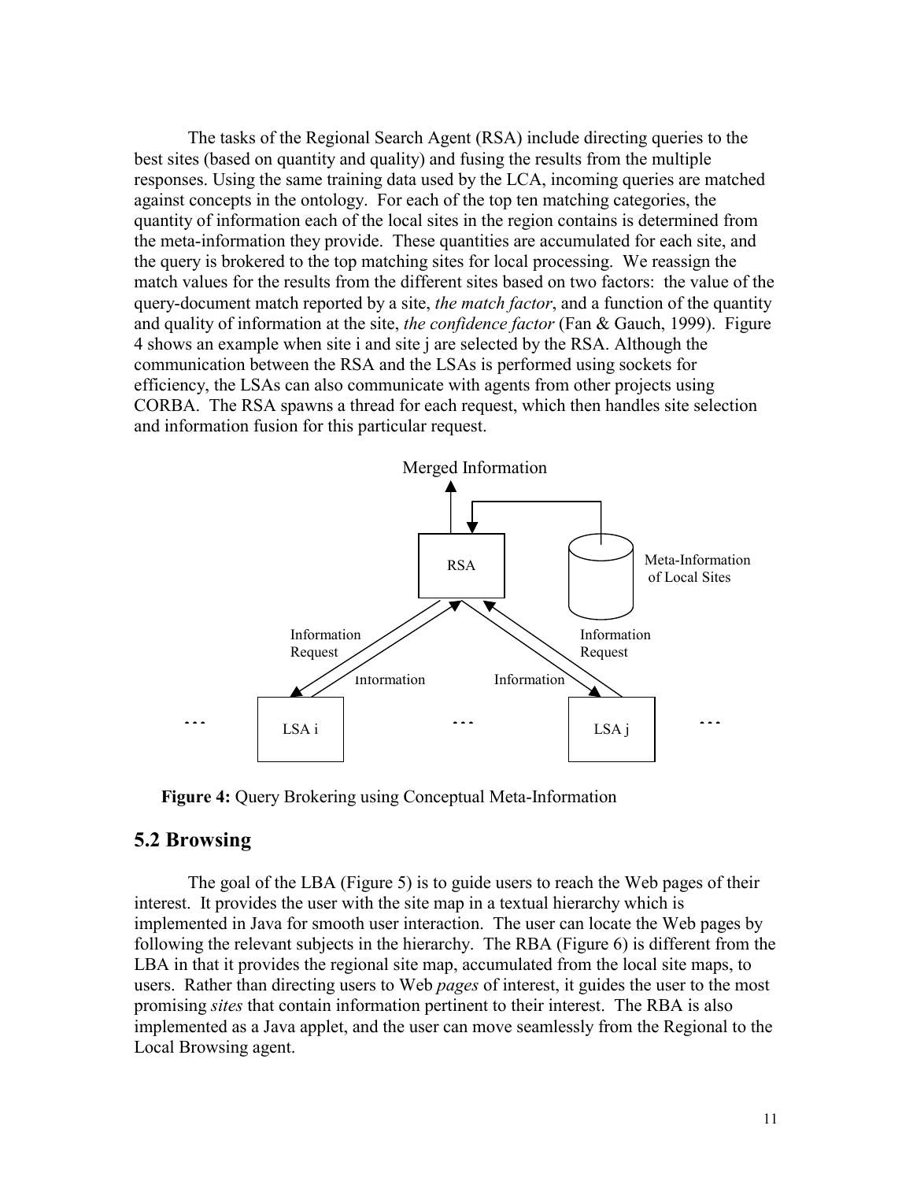The tasks of the Regional Search Agent (RSA) include directing queries to the best sites (based on quantity and quality) and fusing the results from the multiple responses. Using the same training data used by the LCA, incoming queries are matched against concepts in the ontology. For each of the top ten matching categories, the quantity of information each of the local sites in the region contains is determined from the meta-information they provide. These quantities are accumulated for each site, and the query is brokered to the top matching sites for local processing. We reassign the match values for the results from the different sites based on two factors: the value of the query-document match reported by a site, *the match factor*, and a function of the quantity and quality of information at the site, *the confidence factor* (Fan & Gauch, 1999). Figure 4 shows an example when site i and site j are selected by the RSA. Although the communication between the RSA and the LSAs is performed using sockets for efficiency, the LSAs can also communicate with agents from other projects using CORBA. The RSA spawns a thread for each request, which then handles site selection and information fusion for this particular request.

**Figure 4:** Query Brokering using Conceptual Meta-Information

## 5.2 Browsing

The goal of the LBA (Figure 5) is to guide users to reach the Web pages of their interest. It provides the user with the site map in a textual hierarchy which is implemented in Java for smooth user interaction. The user can locate the Web pages by following the relevant subjects in the hierarchy. The RBA (Figure 6) is different from the LBA in that it provides the regional site map, accumulated from the local site maps, to users. Rather than directing users to Web *pages* of interest, it guides the user to the most promising *sites* that contain information pertinent to their interest. The RBA is also implemented as a Java applet, and the user can move seamlessly from the Regional to the Local Browsing agent.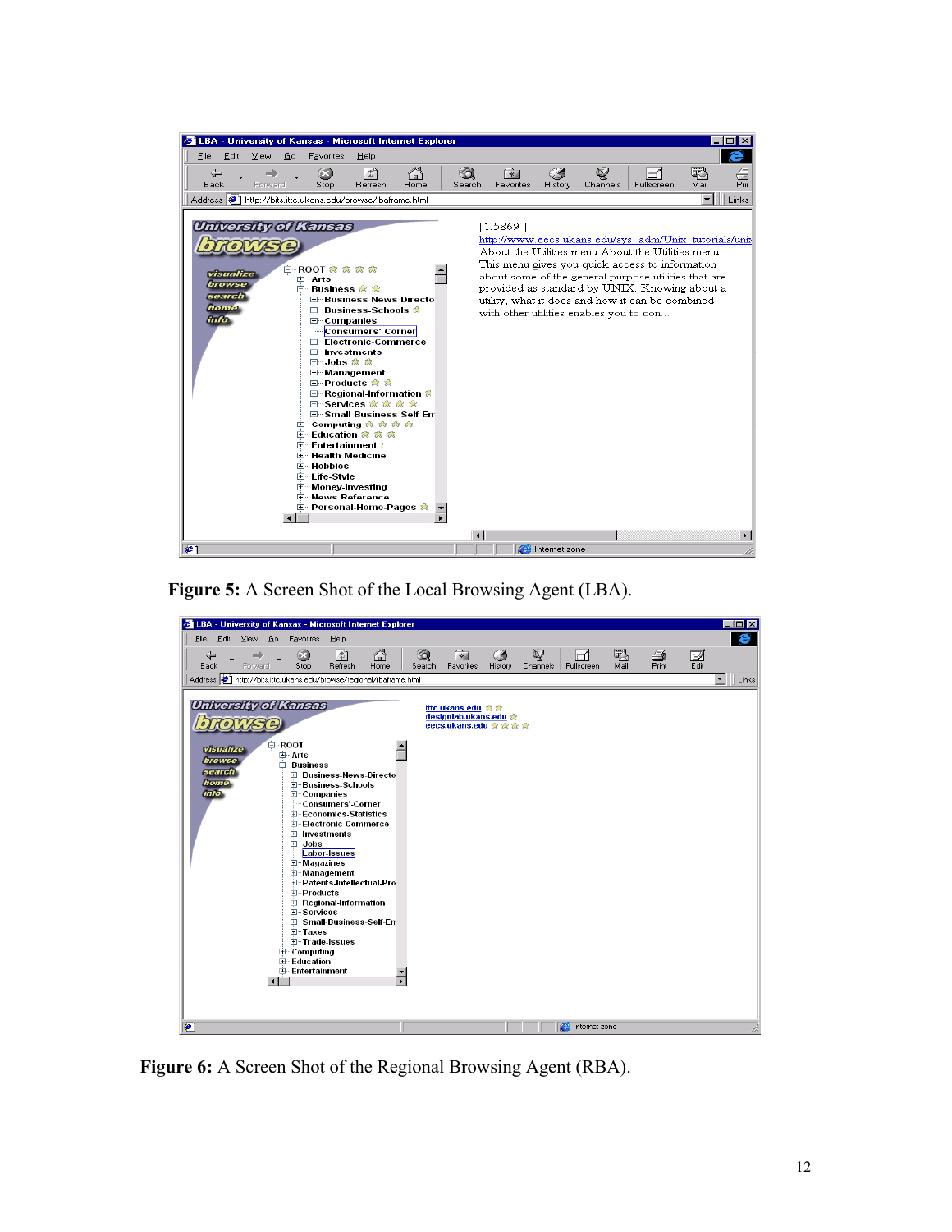Figure 5: A Screen Shot of the Local Browsing Agent (LBA).

Figure 6: A Screen Shot of the Regional Browsing Agent (RBA).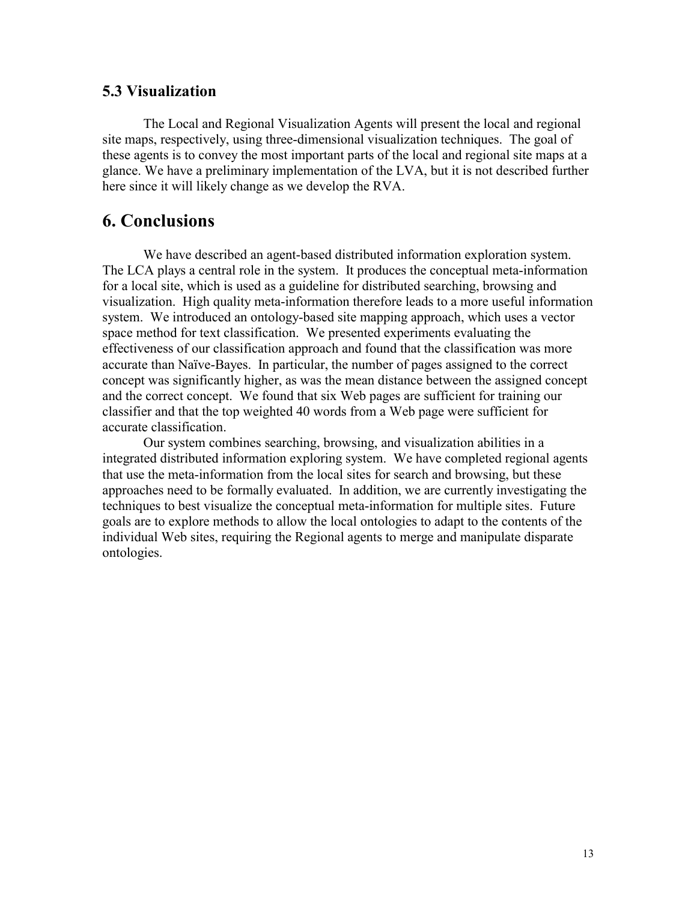### 5.3 Visualization

The Local and Regional Visualization Agents will present the local and regional site maps, respectively, using three-dimensional visualization techniques. The goal of these agents is to convey the most important parts of the local and regional site maps at a glance. We have a preliminary implementation of the LVA, but it is not described further here since it will likely change as we develop the RVA.

## 6. Conclusions

We have described an agent-based distributed information exploration system. The LCA plays a central role in the system. It produces the conceptual meta-information for a local site, which is used as a guideline for distributed searching, browsing and visualization. High quality meta-information therefore leads to a more useful information system. We introduced an ontology-based site mapping approach, which uses a vector space method for text classification. We presented experiments evaluating the effectiveness of our classification approach and found that the classification was more accurate than Naïve-Bayes. In particular, the number of pages assigned to the correct concept was significantly higher, as was the mean distance between the assigned concept and the correct concept. We found that six Web pages are sufficient for training our classifier and that the top weighted 40 words from a Web page were sufficient for accurate classification.

Our system combines searching, browsing, and visualization abilities in a integrated distributed information exploring system. We have completed regional agents that use the meta-information from the local sites for search and browsing, but these approaches need to be formally evaluated. In addition, we are currently investigating the techniques to best visualize the conceptual meta-information for multiple sites. Future goals are to explore methods to allow the local ontologies to adapt to the contents of the individual Web sites, requiring the Regional agents to merge and manipulate disparate ontologies.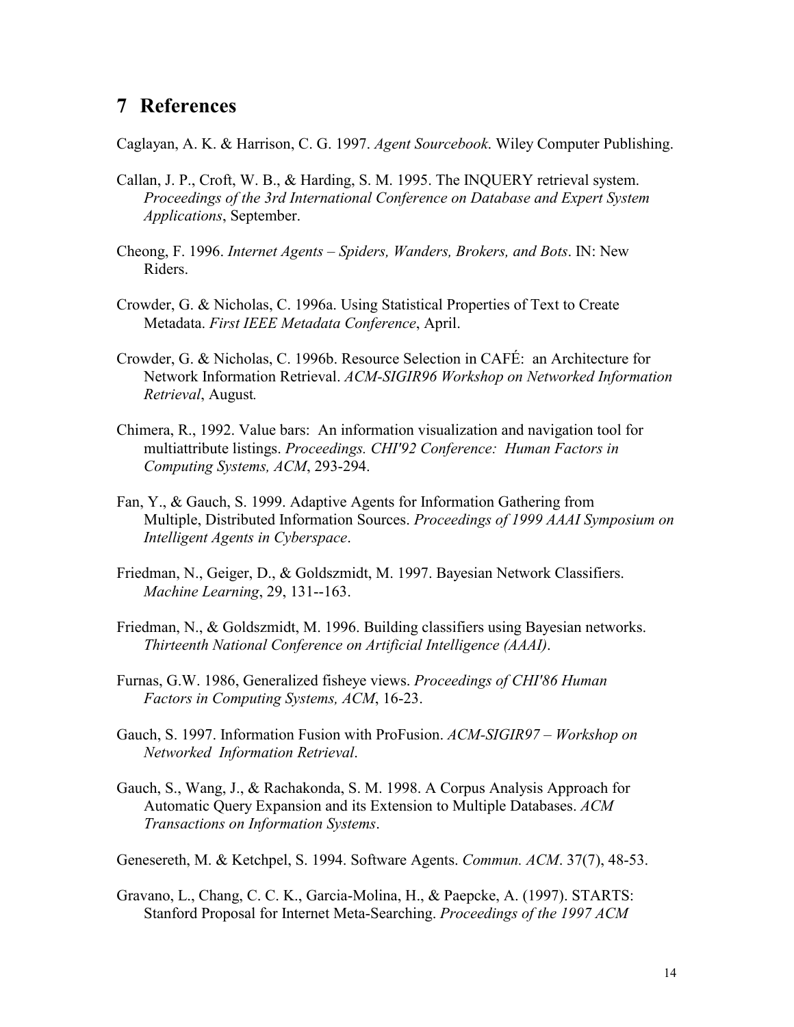## 7 References

Caglayan, A. K. & Harrison, C. G. 1997. *Agent Sourcebook*. Wiley Computer Publishing.

Callan, J. P., Croft, W. B., & Harding, S. M. 1995. The INQUERY retrieval system. *Proceedings of the 3rd International Conference on Database and Expert System Applications*, September.

Cheong, F. 1996. *Internet Agents – Spiders, Wanders, Brokers, and Bots*. IN: New Riders.

Crowder, G. & Nicholas, C. 1996a. Using Statistical Properties of Text to Create Metadata. *First IEEE Metadata Conference*, April.

Crowder, G. & Nicholas, C. 1996b. Resource Selection in CAFÉ: an Architecture for Network Information Retrieval. *ACM-SIGIR96 Workshop on Networked Information Retrieval*, August.

Chimera, R., 1992. Value bars: An information visualization and navigation tool for multiattribute listings. *Proceedings. CHI'92 Conference: Human Factors in Computing Systems, ACM*, 293-294.

Fan, Y., & Gauch, S. 1999. Adaptive Agents for Information Gathering from Multiple, Distributed Information Sources. *Proceedings of 1999 AAAI Symposium on Intelligent Agents in Cyberspace*.

Friedman, N., Geiger, D., & Goldszmidt, M. 1997. Bayesian Network Classifiers. *Machine Learning*, 29, 131--163.

Friedman, N., & Goldszmidt, M. 1996. Building classifiers using Bayesian networks. *Thirteenth National Conference on Artificial Intelligence (AAAI)*.

Furnas, G.W. 1986, Generalized fisheye views. *Proceedings of CHI'86 Human Factors in Computing Systems, ACM*, 16-23.

Gauch, S. 1997. Information Fusion with ProFusion. *ACM-SIGIR97 – Workshop on Networked Information Retrieval*.

Gauch, S., Wang, J., & Rachakonda, S. M. 1998. A Corpus Analysis Approach for Automatic Query Expansion and its Extension to Multiple Databases. *ACM Transactions on Information Systems*.

Genesereth, M. & Ketchpel, S. 1994. Software Agents. *Commun. ACM*. 37(7), 48-53.

Gravano, L., Chang, C. C. K., Garcia-Molina, H., & Paepcke, A. (1997). STARTS: Stanford Proposal for Internet Meta-Searching. *Proceedings of the 1997 ACM*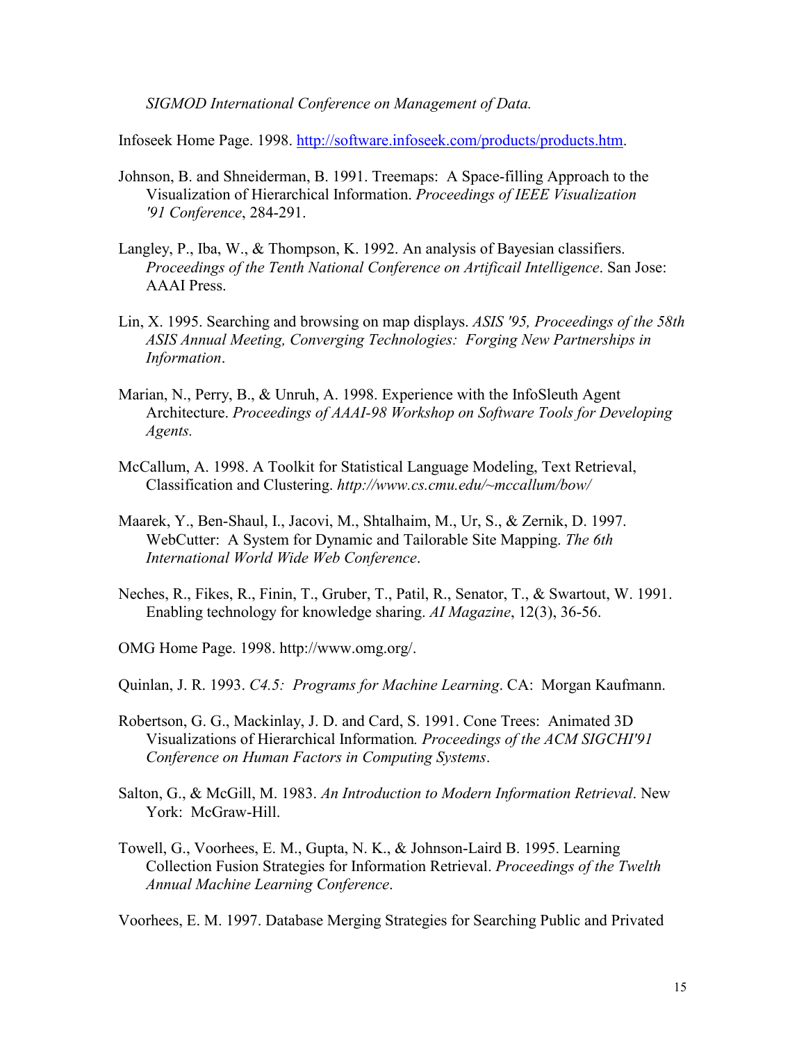*SIGMOD International Conference on Management of Data.*

Infoseek Home Page. 1998. http://software.infoseek.com/products/products.htm.

Johnson, B. and Shneiderman, B. 1991. Treemaps: A Space-filling Approach to the Visualization of Hierarchical Information. *Proceedings of IEEE Visualization '91 Conference*, 284-291.

Langley, P., Iba, W., & Thompson, K. 1992. An analysis of Bayesian classifiers. *Proceedings of the Tenth National Conference on Artificail Intelligence*. San Jose: AAAI Press.

Lin, X. 1995. Searching and browsing on map displays. *ASIS '95, Proceedings of the 58th ASIS Annual Meeting, Converging Technologies: Forging New Partnerships in Information*.

Marian, N., Perry, B., & Unruh, A. 1998. Experience with the InfoSleuth Agent Architecture. *Proceedings of AAAI-98 Workshop on Software Tools for Developing Agents.*

McCallum, A. 1998. A Toolkit for Statistical Language Modeling, Text Retrieval, Classification and Clustering. *http://www.cs.cmu.edu/~mccallum/bow/*

Maarek, Y., Ben-Shaul, I., Jacovi, M., Shtalhaim, M., Ur, S., & Zernik, D. 1997. WebCutter: A System for Dynamic and Tailorable Site Mapping. *The 6th International World Wide Web Conference*.

Neches, R., Fikes, R., Finin, T., Gruber, T., Patil, R., Senator, T., & Swartout, W. 1991. Enabling technology for knowledge sharing. *AI Magazine*, 12(3), 36-56.

OMG Home Page. 1998. http://www.omg.org/.

Quinlan, J. R. 1993. *C4.5: Programs for Machine Learning*. CA: Morgan Kaufmann.

Robertson, G. G., Mackinlay, J. D. and Card, S. 1991. Cone Trees: Animated 3D Visualizations of Hierarchical Information*. Proceedings of the ACM SIGCHI'91 Conference on Human Factors in Computing Systems*.

Salton, G., & McGill, M. 1983. *An Introduction to Modern Information Retrieval*. New York: McGraw-Hill.

Towell, G., Voorhees, E. M., Gupta, N. K., & Johnson-Laird B. 1995. Learning Collection Fusion Strategies for Information Retrieval. *Proceedings of the Twelth Annual Machine Learning Conference*.

Voorhees, E. M. 1997. Database Merging Strategies for Searching Public and Privated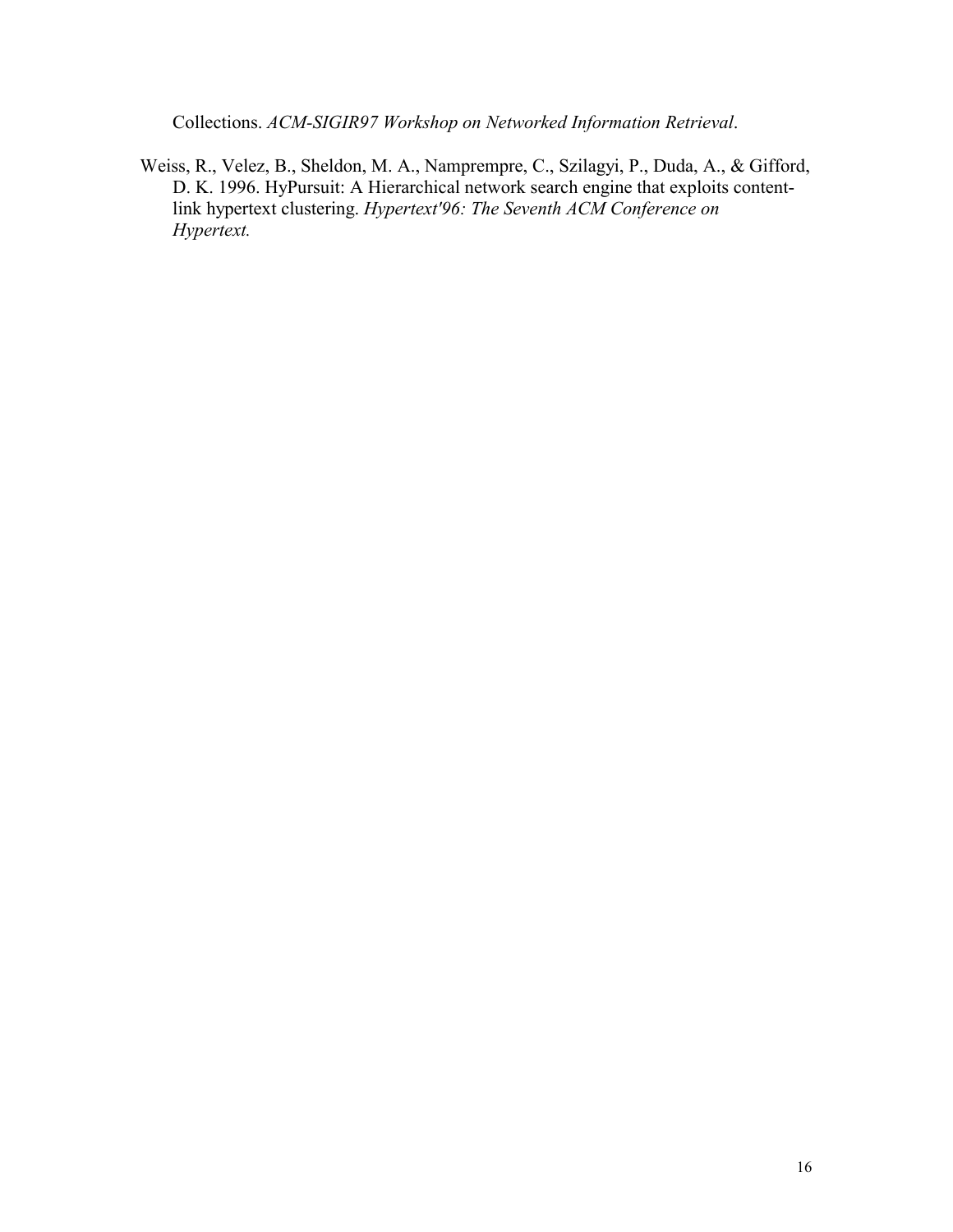Collections. *ACM-SIGIR97 Workshop on Networked Information Retrieval*.

Weiss, R., Velez, B., Sheldon, M. A., Namprempre, C., Szilagyi, P., Duda, A., & Gifford, D. K. 1996. HyPursuit: A Hierarchical network search engine that exploits content-link hypertext clustering. *Hypertext'96: The Seventh ACM Conference on Hypertext.*